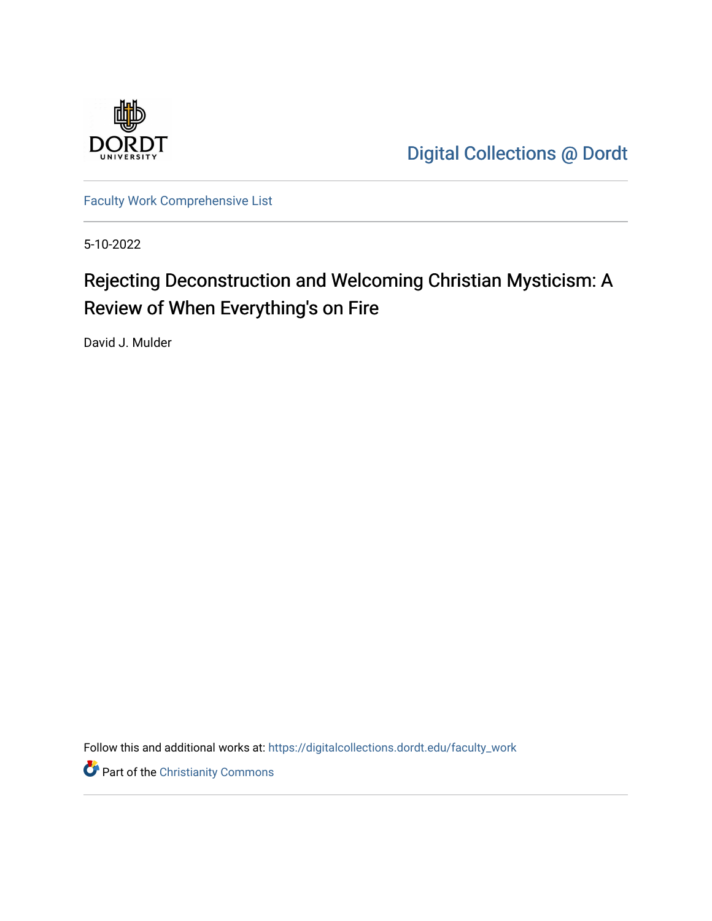Digital Collections @ Dordt

Faculty Work Comprehensive List

5-10-2022

# Rejecting Deconstruction and Welcoming Christian Mysticism: A Review of When Everything's on Fire

David J. Mulder

Follow this and additional works at: https://digitalcollections.dordt.edu/faculty_work

Part of the Christianity Commons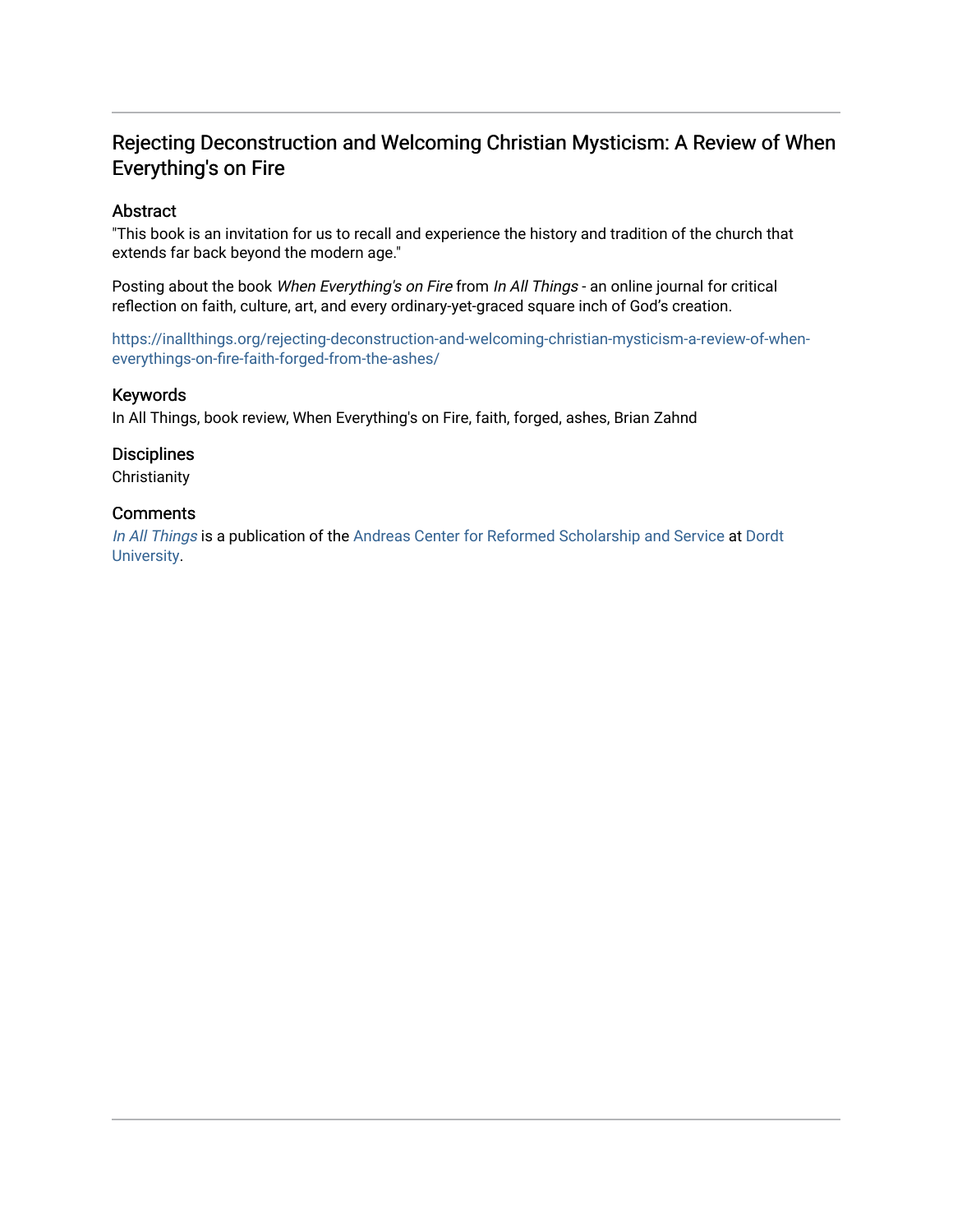# Rejecting Deconstruction and Welcoming Christian Mysticism: A Review of When Everything's on Fire

## Abstract

"This book is an invitation for us to recall and experience the history and tradition of the church that extends far back beyond the modern age."

Posting about the book *When Everything's on Fire* from *In All Things* - an online journal for critical reflection on faith, culture, art, and every ordinary-yet-graced square inch of God's creation.

https://inallthings.org/rejecting-deconstruction-and-welcoming-christian-mysticism-a-review-of-when-everythings-on-fire-faith-forged-from-the-ashes/

## Keywords

In All Things, book review, When Everything's on Fire, faith, forged, ashes, Brian Zahnd

## Disciplines

Christianity

## Comments

*In All Things* is a publication of the Andreas Center for Reformed Scholarship and Service at Dordt University.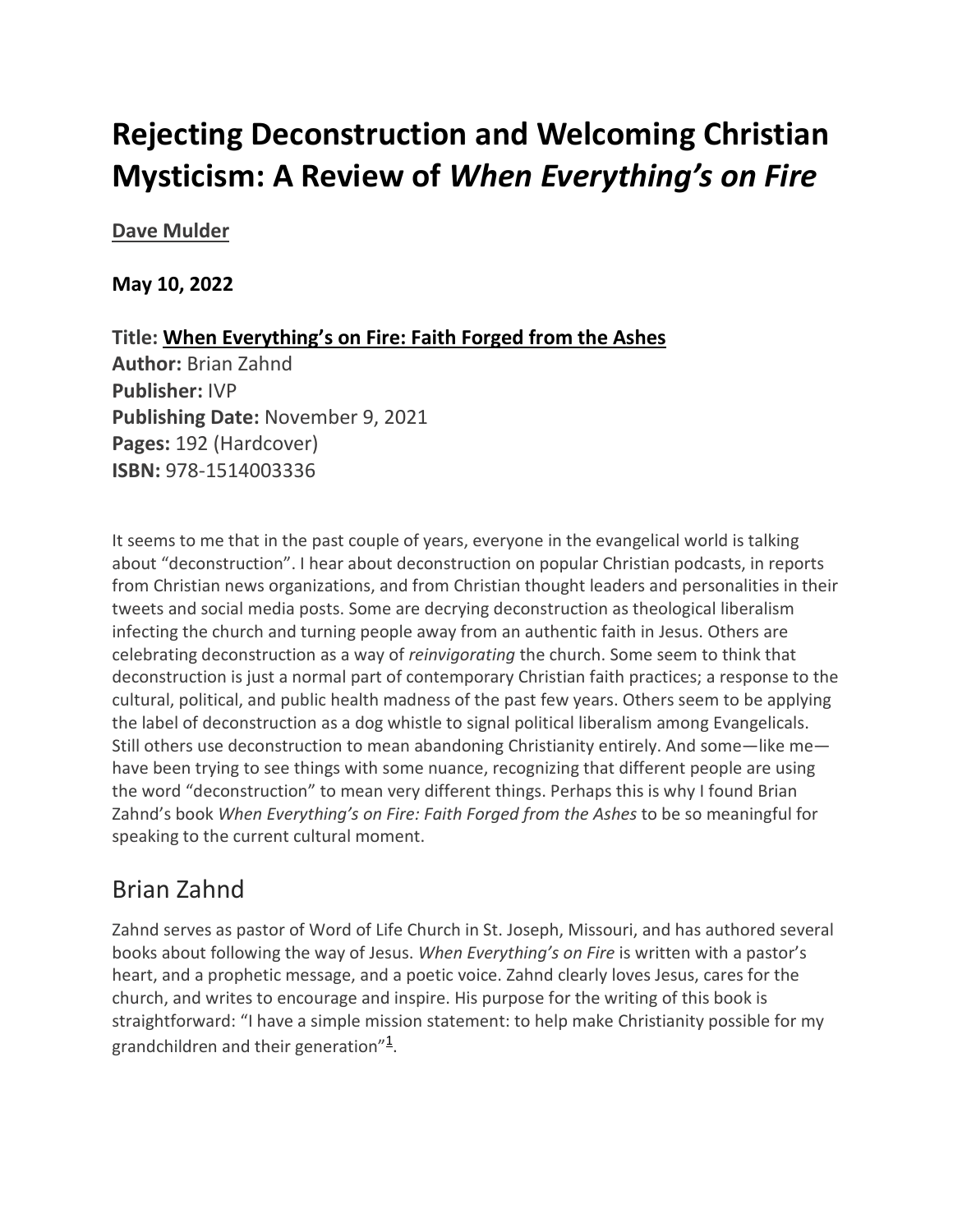# Rejecting Deconstruction and Welcoming Christian Mysticism: A Review of *When Everything's on Fire*

**Dave Mulder**

**May 10, 2022**

**Title: When Everything's on Fire: Faith Forged from the Ashes**
**Author:** Brian Zahnd
**Publisher:** IVP
**Publishing Date:** November 9, 2021
**Pages:** 192 (Hardcover)
**ISBN:** 978-1514003336

It seems to me that in the past couple of years, everyone in the evangelical world is talking about "deconstruction". I hear about deconstruction on popular Christian podcasts, in reports from Christian news organizations, and from Christian thought leaders and personalities in their tweets and social media posts. Some are decrying deconstruction as theological liberalism infecting the church and turning people away from an authentic faith in Jesus. Others are celebrating deconstruction as a way of *reinvigorating* the church. Some seem to think that deconstruction is just a normal part of contemporary Christian faith practices; a response to the cultural, political, and public health madness of the past few years. Others seem to be applying the label of deconstruction as a dog whistle to signal political liberalism among Evangelicals. Still others use deconstruction to mean abandoning Christianity entirely. And some—like me—have been trying to see things with some nuance, recognizing that different people are using the word "deconstruction" to mean very different things. Perhaps this is why I found Brian Zahnd's book *When Everything's on Fire: Faith Forged from the Ashes* to be so meaningful for speaking to the current cultural moment.

## Brian Zahnd

Zahnd serves as pastor of Word of Life Church in St. Joseph, Missouri, and has authored several books about following the way of Jesus. *When Everything's on Fire* is written with a pastor's heart, and a prophetic message, and a poetic voice. Zahnd clearly loves Jesus, cares for the church, and writes to encourage and inspire. His purpose for the writing of this book is straightforward: "I have a simple mission statement: to help make Christianity possible for my grandchildren and their generation"[1].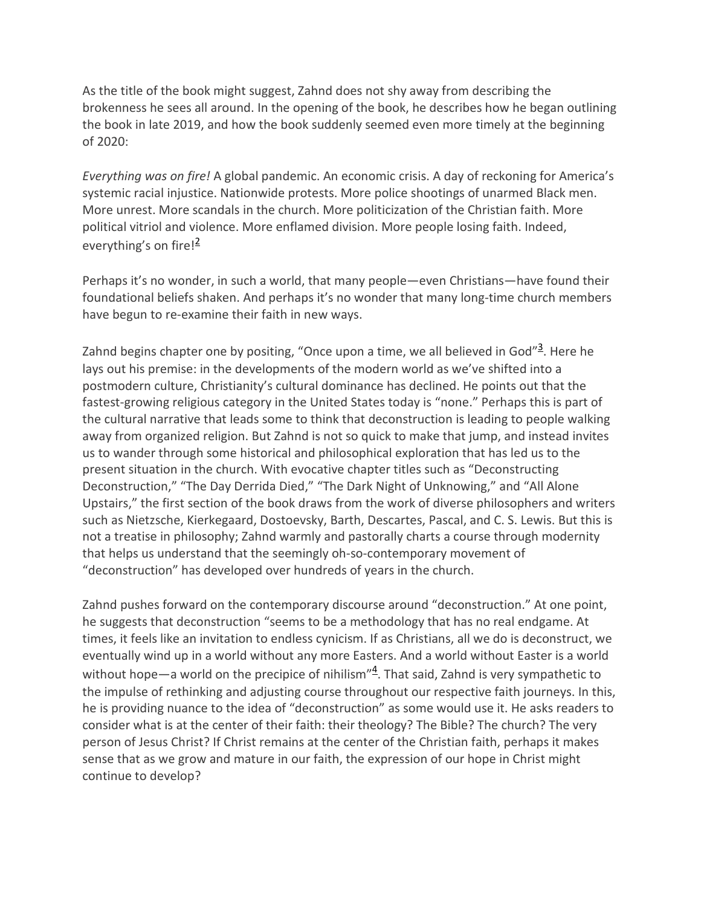As the title of the book might suggest, Zahnd does not shy away from describing the brokenness he sees all around. In the opening of the book, he describes how he began outlining the book in late 2019, and how the book suddenly seemed even more timely at the beginning of 2020:

*Everything was on fire!* A global pandemic. An economic crisis. A day of reckoning for America's systemic racial injustice. Nationwide protests. More police shootings of unarmed Black men. More unrest. More scandals in the church. More politicization of the Christian faith. More political vitriol and violence. More enflamed division. More people losing faith. Indeed, everything's on fire![2]

Perhaps it's no wonder, in such a world, that many people—even Christians—have found their foundational beliefs shaken. And perhaps it's no wonder that many long-time church members have begun to re-examine their faith in new ways.

Zahnd begins chapter one by positing, "Once upon a time, we all believed in God"[3]. Here he lays out his premise: in the developments of the modern world as we've shifted into a postmodern culture, Christianity's cultural dominance has declined. He points out that the fastest-growing religious category in the United States today is "none." Perhaps this is part of the cultural narrative that leads some to think that deconstruction is leading to people walking away from organized religion. But Zahnd is not so quick to make that jump, and instead invites us to wander through some historical and philosophical exploration that has led us to the present situation in the church. With evocative chapter titles such as "Deconstructing Deconstruction," "The Day Derrida Died," "The Dark Night of Unknowing," and "All Alone Upstairs," the first section of the book draws from the work of diverse philosophers and writers such as Nietzsche, Kierkegaard, Dostoevsky, Barth, Descartes, Pascal, and C. S. Lewis. But this is not a treatise in philosophy; Zahnd warmly and pastorally charts a course through modernity that helps us understand that the seemingly oh-so-contemporary movement of "deconstruction" has developed over hundreds of years in the church.

Zahnd pushes forward on the contemporary discourse around "deconstruction." At one point, he suggests that deconstruction "seems to be a methodology that has no real endgame. At times, it feels like an invitation to endless cynicism. If as Christians, all we do is deconstruct, we eventually wind up in a world without any more Easters. And a world without Easter is a world without hope—a world on the precipice of nihilism"[4]. That said, Zahnd is very sympathetic to the impulse of rethinking and adjusting course throughout our respective faith journeys. In this, he is providing nuance to the idea of "deconstruction" as some would use it. He asks readers to consider what is at the center of their faith: their theology? The Bible? The church? The very person of Jesus Christ? If Christ remains at the center of the Christian faith, perhaps it makes sense that as we grow and mature in our faith, the expression of our hope in Christ might continue to develop?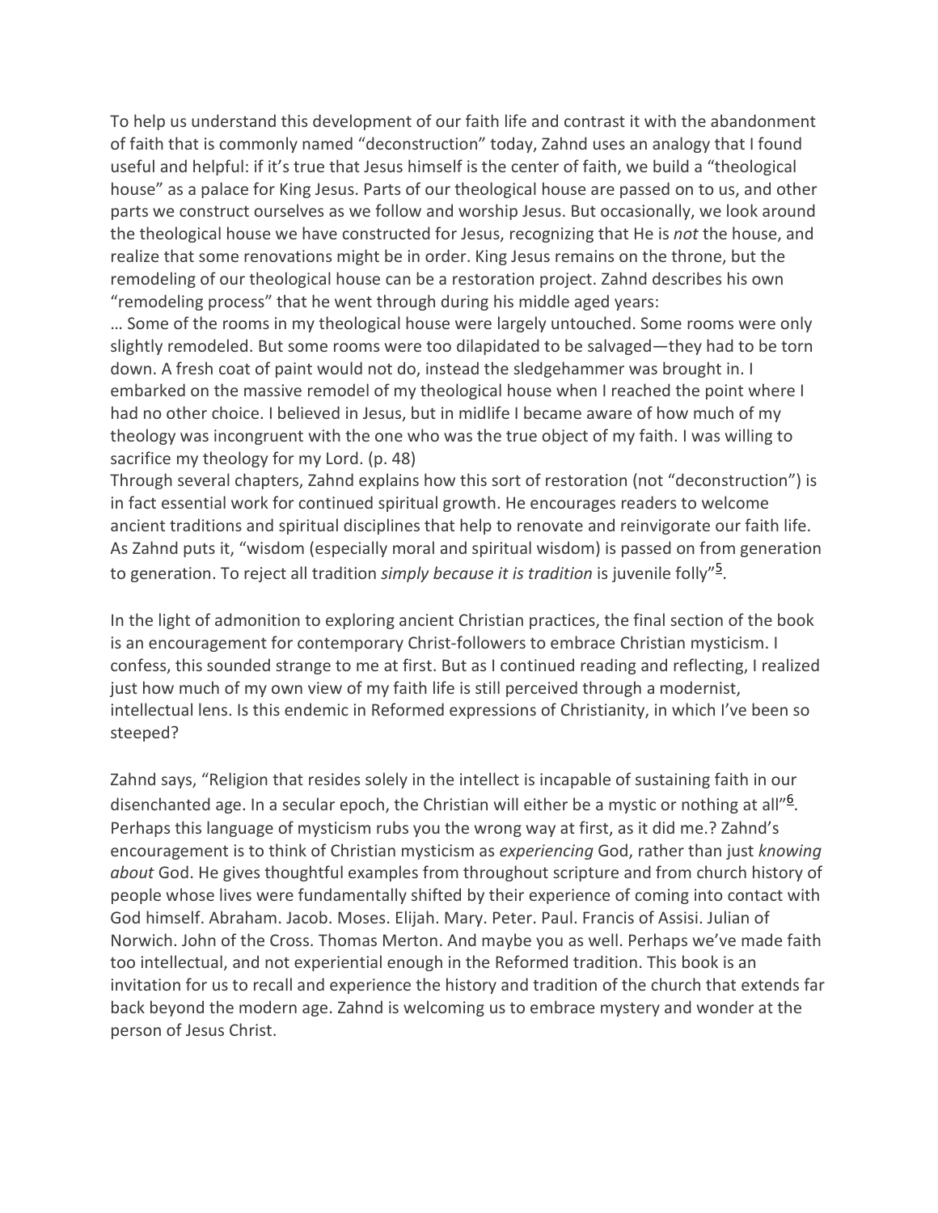To help us understand this development of our faith life and contrast it with the abandonment of faith that is commonly named "deconstruction" today, Zahnd uses an analogy that I found useful and helpful: if it's true that Jesus himself is the center of faith, we build a "theological house" as a palace for King Jesus. Parts of our theological house are passed on to us, and other parts we construct ourselves as we follow and worship Jesus. But occasionally, we look around the theological house we have constructed for Jesus, recognizing that He is *not* the house, and realize that some renovations might be in order. King Jesus remains on the throne, but the remodeling of our theological house can be a restoration project. Zahnd describes his own "remodeling process" that he went through during his middle aged years:

… Some of the rooms in my theological house were largely untouched. Some rooms were only slightly remodeled. But some rooms were too dilapidated to be salvaged—they had to be torn down. A fresh coat of paint would not do, instead the sledgehammer was brought in. I embarked on the massive remodel of my theological house when I reached the point where I had no other choice. I believed in Jesus, but in midlife I became aware of how much of my theology was incongruent with the one who was the true object of my faith. I was willing to sacrifice my theology for my Lord. (p. 48)

Through several chapters, Zahnd explains how this sort of restoration (not "deconstruction") is in fact essential work for continued spiritual growth. He encourages readers to welcome ancient traditions and spiritual disciplines that help to renovate and reinvigorate our faith life. As Zahnd puts it, "wisdom (especially moral and spiritual wisdom) is passed on from generation to generation. To reject all tradition *simply because it is tradition* is juvenile folly"[5].

In the light of admonition to exploring ancient Christian practices, the final section of the book is an encouragement for contemporary Christ-followers to embrace Christian mysticism. I confess, this sounded strange to me at first. But as I continued reading and reflecting, I realized just how much of my own view of my faith life is still perceived through a modernist, intellectual lens. Is this endemic in Reformed expressions of Christianity, in which I've been so steeped?

Zahnd says, "Religion that resides solely in the intellect is incapable of sustaining faith in our disenchanted age. In a secular epoch, the Christian will either be a mystic or nothing at all"[6]. Perhaps this language of mysticism rubs you the wrong way at first, as it did me.? Zahnd's encouragement is to think of Christian mysticism as *experiencing* God, rather than just *knowing about* God. He gives thoughtful examples from throughout scripture and from church history of people whose lives were fundamentally shifted by their experience of coming into contact with God himself. Abraham. Jacob. Moses. Elijah. Mary. Peter. Paul. Francis of Assisi. Julian of Norwich. John of the Cross. Thomas Merton. And maybe you as well. Perhaps we've made faith too intellectual, and not experiential enough in the Reformed tradition. This book is an invitation for us to recall and experience the history and tradition of the church that extends far back beyond the modern age. Zahnd is welcoming us to embrace mystery and wonder at the person of Jesus Christ.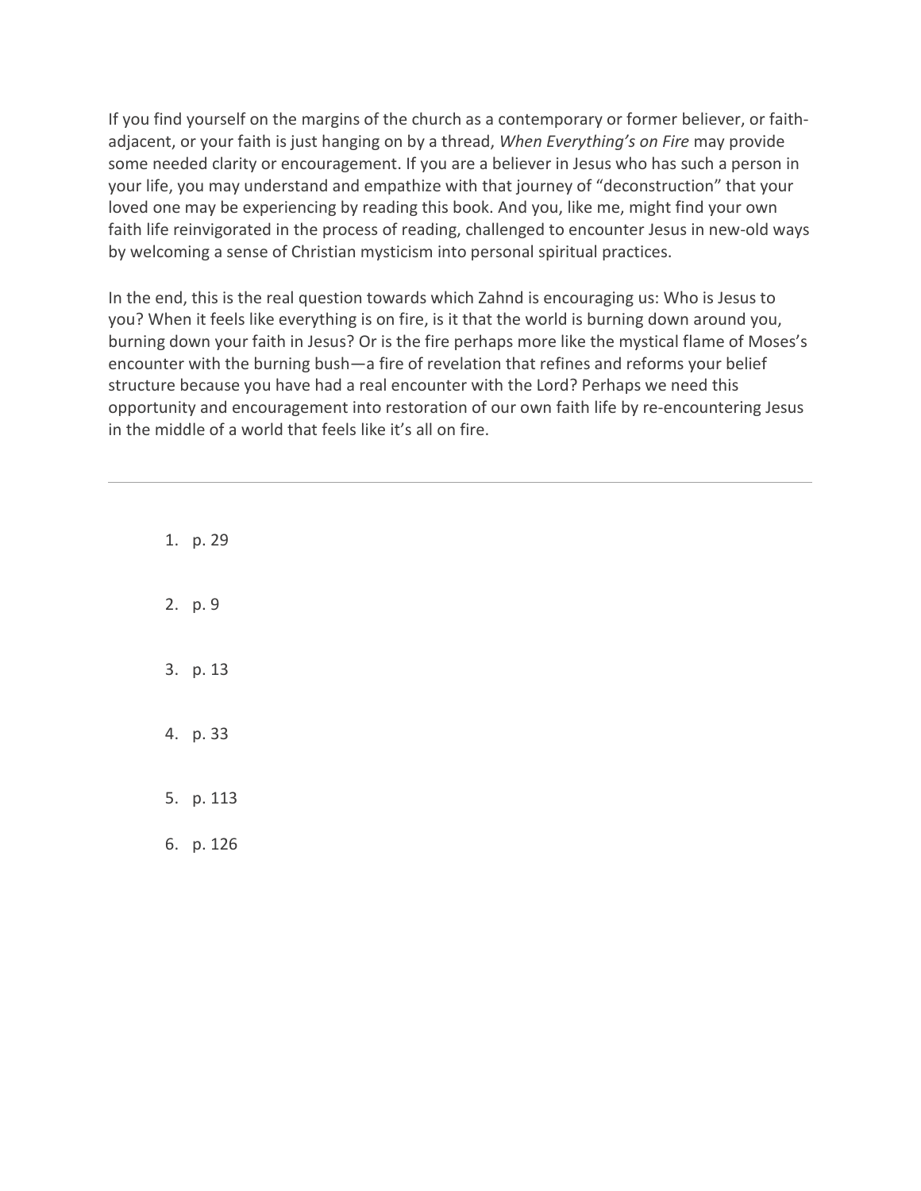If you find yourself on the margins of the church as a contemporary or former believer, or faith-adjacent, or your faith is just hanging on by a thread, *When Everything's on Fire* may provide some needed clarity or encouragement. If you are a believer in Jesus who has such a person in your life, you may understand and empathize with that journey of "deconstruction" that your loved one may be experiencing by reading this book. And you, like me, might find your own faith life reinvigorated in the process of reading, challenged to encounter Jesus in new-old ways by welcoming a sense of Christian mysticism into personal spiritual practices.

In the end, this is the real question towards which Zahnd is encouraging us: Who is Jesus to you? When it feels like everything is on fire, is it that the world is burning down around you, burning down your faith in Jesus? Or is the fire perhaps more like the mystical flame of Moses's encounter with the burning bush—a fire of revelation that refines and reforms your belief structure because you have had a real encounter with the Lord? Perhaps we need this opportunity and encouragement into restoration of our own faith life by re-encountering Jesus in the middle of a world that feels like it's all on fire.

---

1. p. 29
2. p. 9
3. p. 13
4. p. 33
5. p. 113
6. p. 126